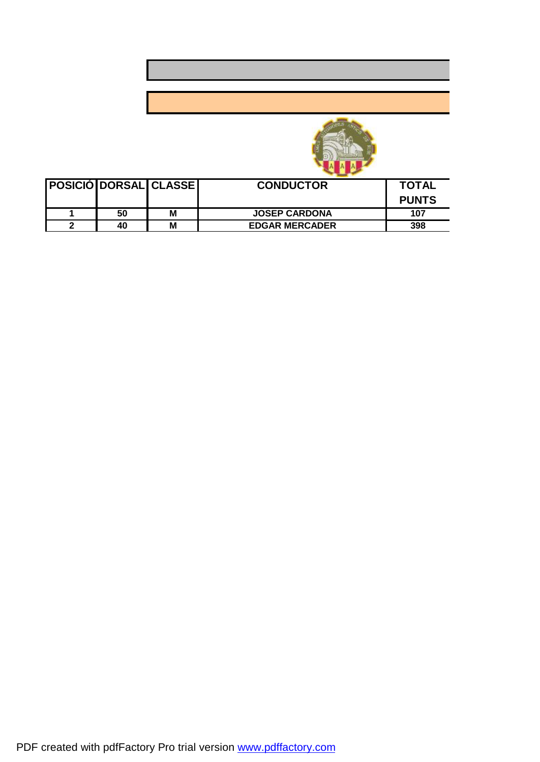| POSICIÓ | DORSAL | CLASSE | CONDUCTOR | TOTAL PUNTS |
| --- | --- | --- | --- | --- |
| 1 | 50 | M | JOSEP CARDONA | 107 |
| 2 | 40 | M | EDGAR MERCADER | 398 |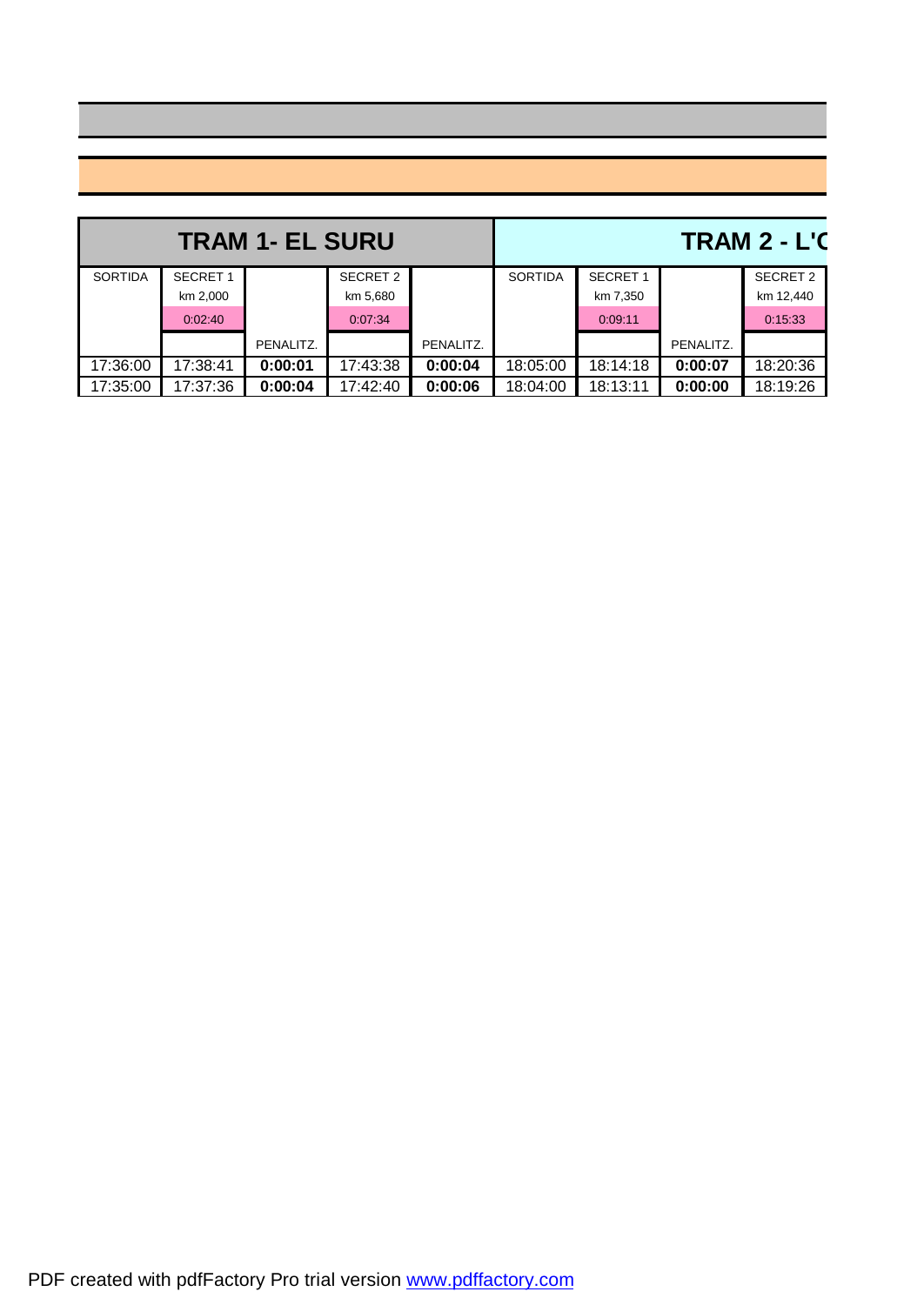| TRAM 1- EL SURU | | | | | TRAM 2 - L'C | | | |
|---|---|---|---|---|---|---|---|---|
| SORTIDA | SECRET 1 km 2,000 | | SECRET 2 km 5,680 | | SORTIDA | SECRET 1 km 7,350 | | SECRET 2 km 12,440 |
| | 0:02:40 | | 0:07:34 | | | 0:09:11 | | 0:15:33 |
| | | PENALITZ. | | PENALITZ. | | | PENALITZ. | |
| 17:36:00 | 17:38:41 | **0:00:01** | 17:43:38 | **0:00:04** | 18:05:00 | 18:14:18 | **0:00:07** | 18:20:36 |
| 17:35:00 | 17:37:36 | **0:00:04** | 17:42:40 | **0:00:06** | 18:04:00 | 18:13:11 | **0:00:00** | 18:19:26 |

PDF created with pdfFactory Pro trial version www.pdffactory.com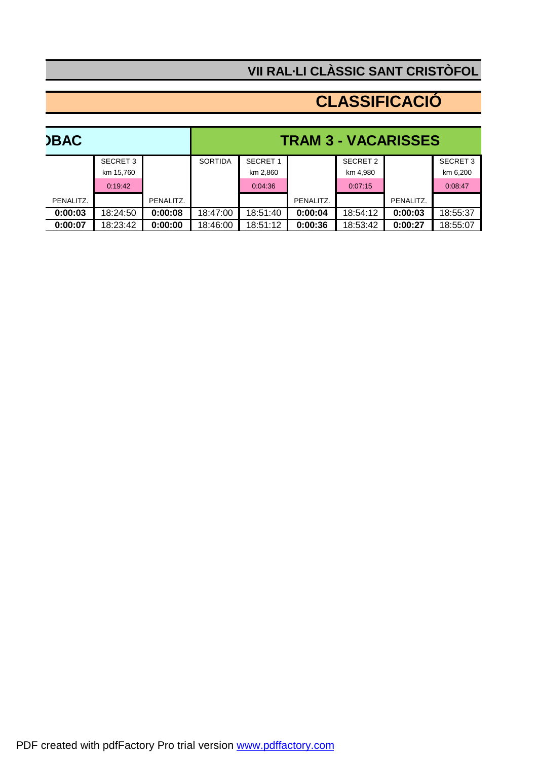## VII RAL·LI CLÀSSIC SANT CRISTÒFOL

# CLASSIFICACIÓ

| ›BAC | | | TRAM 3 - VACARISSES | | | | | |
|---|---|---|---|---|---|---|---|---|
| | SECRET 3<br>km 15,760<br>0:19:42 | | SORTIDA | SECRET 1<br>km 2,860<br>0:04:36 | | SECRET 2<br>km 4,980<br>0:07:15 | | SECRET 3<br>km 6,200<br>0:08:47 |
| PENALITZ. | | PENALITZ. | | | PENALITZ. | | PENALITZ. | |
| **0:00:03** | 18:24:50 | **0:00:08** | 18:47:00 | 18:51:40 | **0:00:04** | 18:54:12 | **0:00:03** | 18:55:37 |
| **0:00:07** | 18:23:42 | **0:00:00** | 18:46:00 | 18:51:12 | **0:00:36** | 18:53:42 | **0:00:27** | 18:55:07 |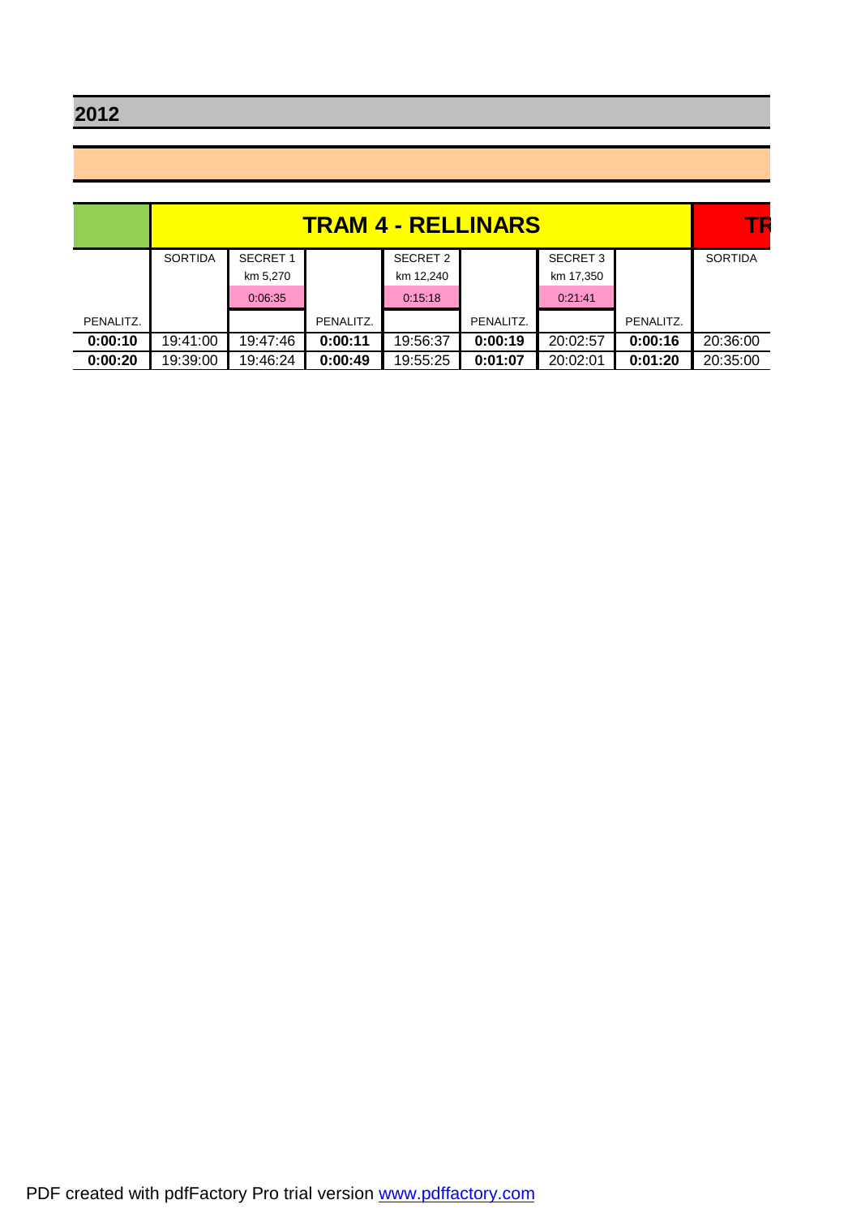**2012**

| | TRAM 4 - RELLINARS | | | | | | | TR |
|---|---|---|---|---|---|---|---|---|
| | SORTIDA | SECRET 1<br>km 5,270<br>0:06:35 | | SECRET 2<br>km 12,240<br>0:15:18 | | SECRET 3<br>km 17,350<br>0:21:41 | | SORTIDA |
| PENALITZ. | | | PENALITZ. | | PENALITZ. | | PENALITZ. | |
| **0:00:10** | 19:41:00 | 19:47:46 | **0:00:11** | 19:56:37 | **0:00:19** | 20:02:57 | **0:00:16** | 20:36:00 |
| **0:00:20** | 19:39:00 | 19:46:24 | **0:00:49** | 19:55:25 | **0:01:07** | 20:02:01 | **0:01:20** | 20:35:00 |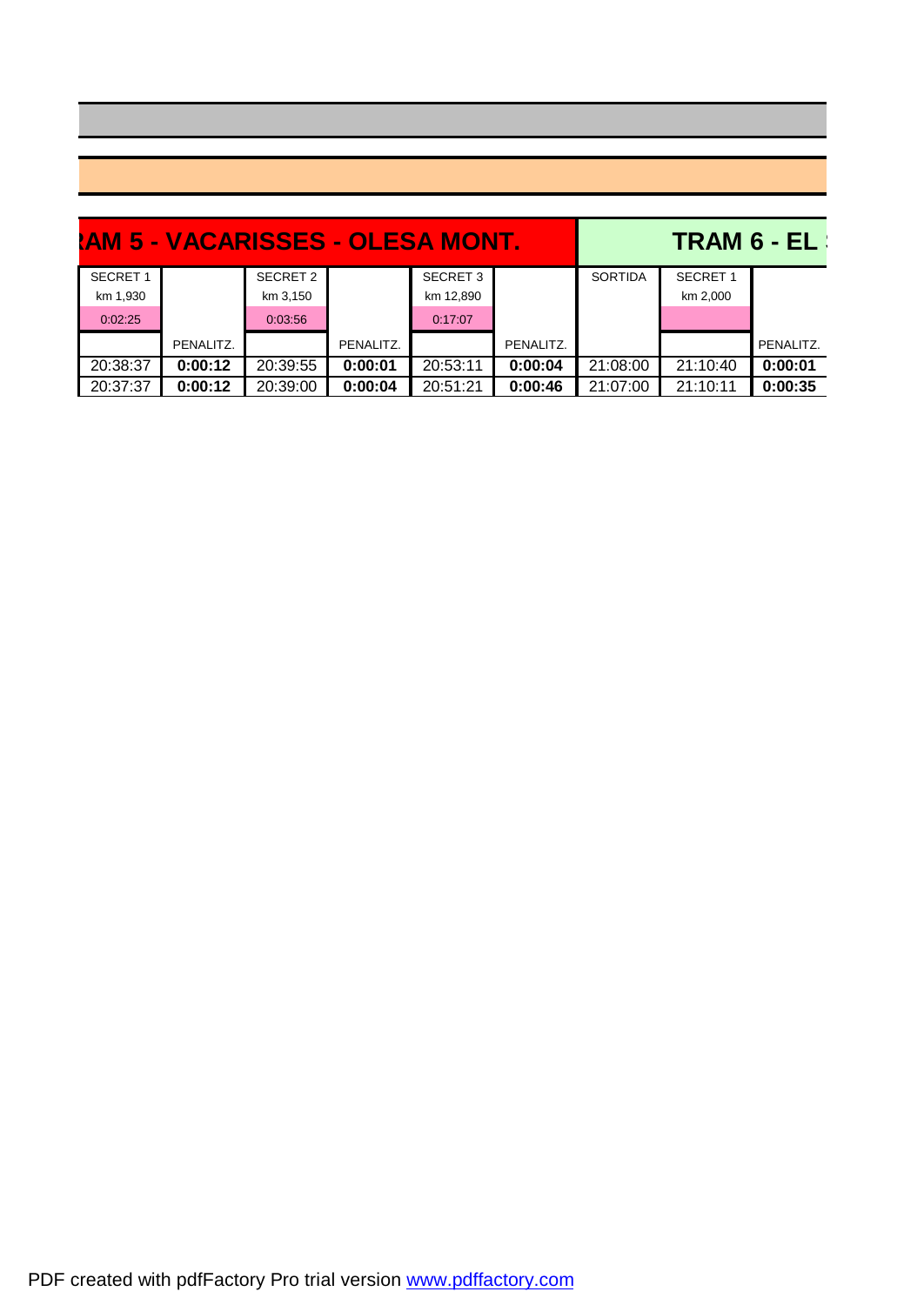| RAM 5 - VACARISSES - OLESA MONT. | | | | | | TRAM 6 - EL | | |
|---|---|---|---|---|---|---|---|---|
| SECRET 1 km 1,930 | | SECRET 2 km 3,150 | | SECRET 3 km 12,890 | | SORTIDA | SECRET 1 km 2,000 | |
| 0:02:25 | | 0:03:56 | | 0:17:07 | | | | |
| | PENALITZ. | | PENALITZ. | | PENALITZ. | | | PENALITZ. |
| 20:38:37 | **0:00:12** | 20:39:55 | **0:00:01** | 20:53:11 | **0:00:04** | 21:08:00 | 21:10:40 | **0:00:01** |
| 20:37:37 | **0:00:12** | 20:39:00 | **0:00:04** | 20:51:21 | **0:00:46** | 21:07:00 | 21:10:11 | **0:00:35** |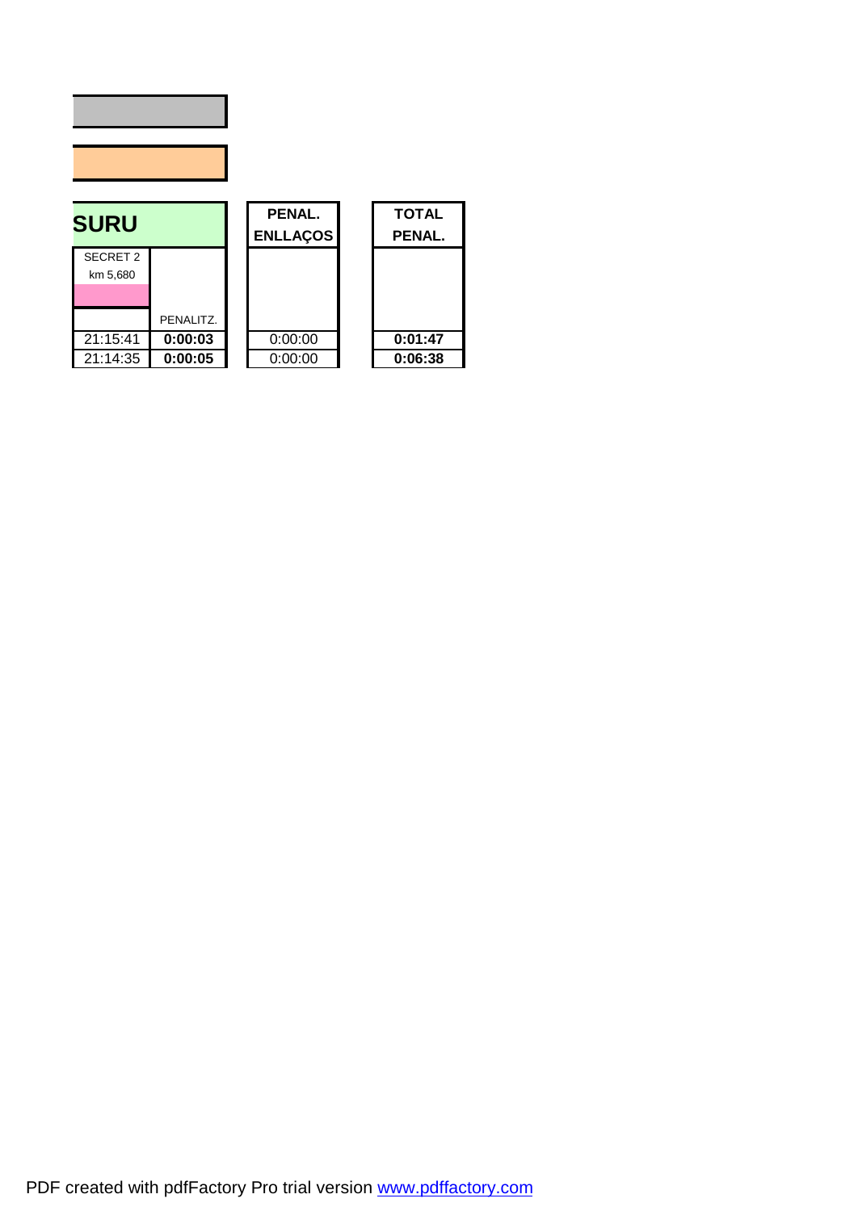| SURU | | | PENAL. ENLLAÇOS | | TOTAL PENAL. |
|---|---|---|---|---|---|
| SECRET 2 km 5,680 | | | | | |
| | PENALITZ. | | | | |
| 21:15:41 | **0:00:03** | | 0:00:00 | | **0:01:47** |
| 21:14:35 | **0:00:05** | | 0:00:00 | | **0:06:38** |